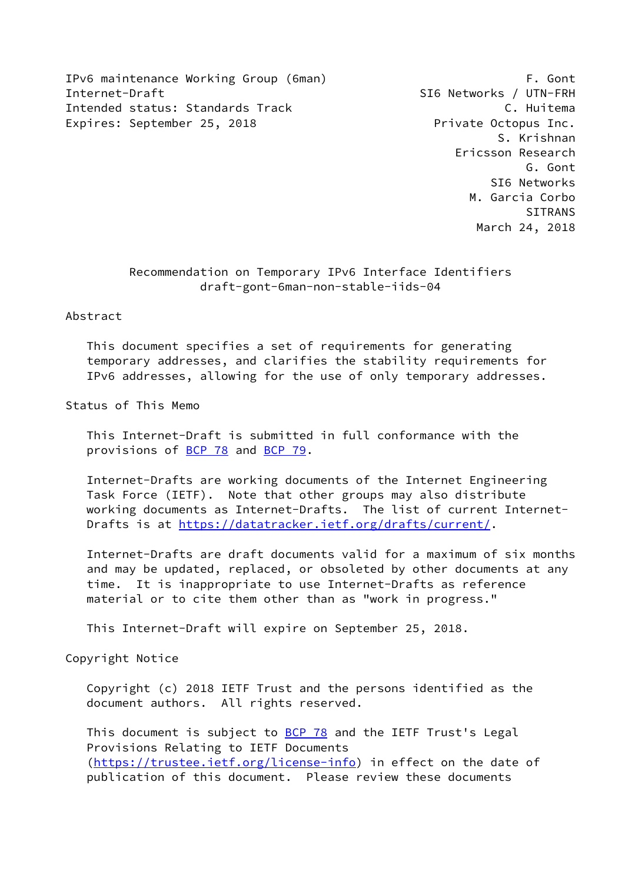IPv6 maintenance Working Group (6man) F. Gont
Internet-Draft SI6 Networks / UTN-FRH
Intended status: Standards Track C. Huitema
Expires: September 25, 2018 Private Octopus Inc.
S. Krishnan
Ericsson Research
G. Gont
SI6 Networks
M. Garcia Corbo
SITRANS
March 24, 2018

# Recommendation on Temporary IPv6 Interface Identifiers
draft-gont-6man-non-stable-iids-04

## Abstract

This document specifies a set of requirements for generating temporary addresses, and clarifies the stability requirements for IPv6 addresses, allowing for the use of only temporary addresses.

## Status of This Memo

This Internet-Draft is submitted in full conformance with the provisions of BCP 78 and BCP 79.

Internet-Drafts are working documents of the Internet Engineering Task Force (IETF). Note that other groups may also distribute working documents as Internet-Drafts. The list of current Internet-Drafts is at https://datatracker.ietf.org/drafts/current/.

Internet-Drafts are draft documents valid for a maximum of six months and may be updated, replaced, or obsoleted by other documents at any time. It is inappropriate to use Internet-Drafts as reference material or to cite them other than as "work in progress."

This Internet-Draft will expire on September 25, 2018.

## Copyright Notice

Copyright (c) 2018 IETF Trust and the persons identified as the document authors. All rights reserved.

This document is subject to BCP 78 and the IETF Trust's Legal Provisions Relating to IETF Documents (https://trustee.ietf.org/license-info) in effect on the date of publication of this document. Please review these documents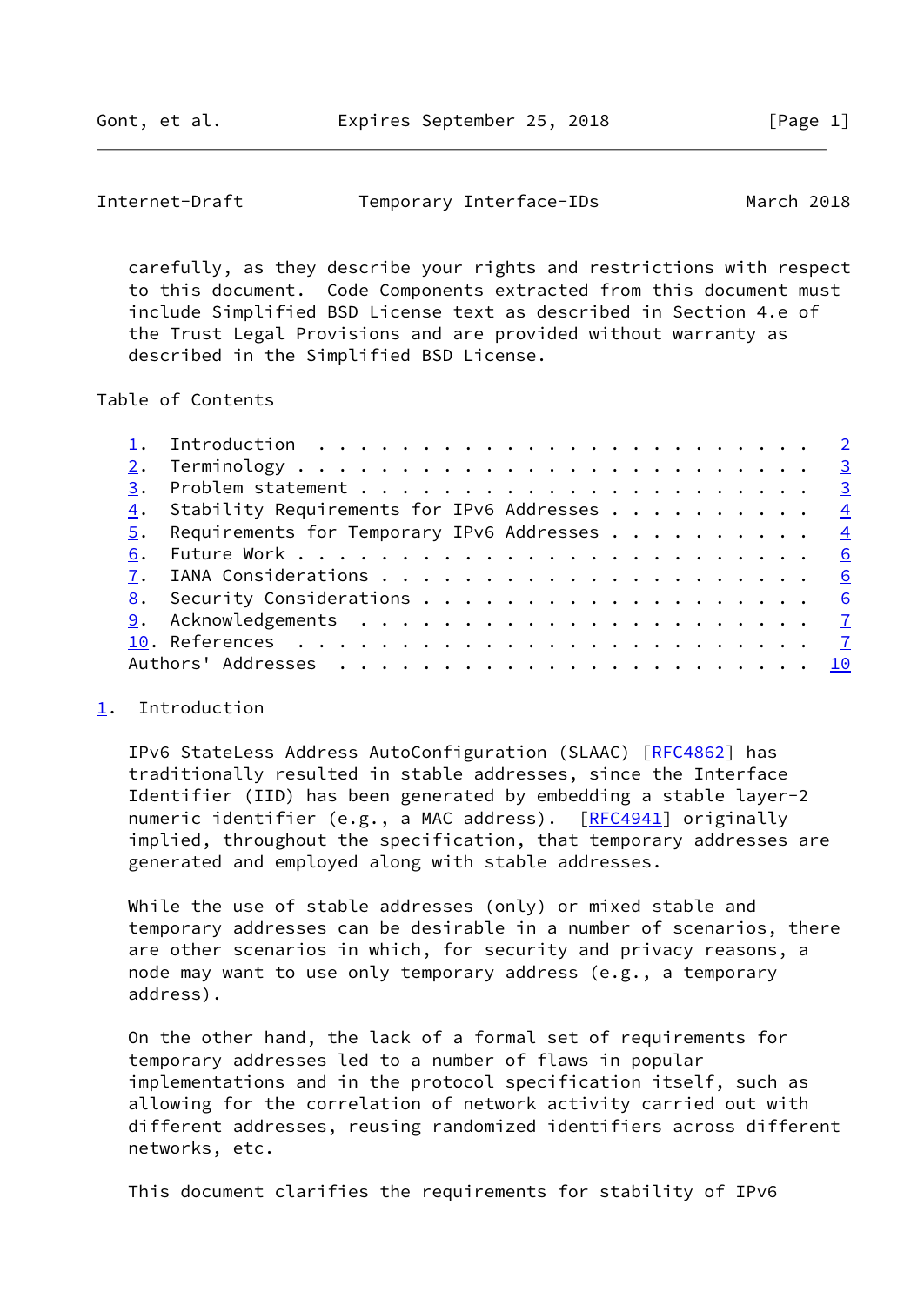carefully, as they describe your rights and restrictions with respect to this document. Code Components extracted from this document must include Simplified BSD License text as described in Section 4.e of the Trust Legal Provisions and are provided without warranty as described in the Simplified BSD License.

Table of Contents

1. Introduction . . . . . . . . . . . . . . . . . . . . . . . . 2
2. Terminology . . . . . . . . . . . . . . . . . . . . . . . . . 3
3. Problem statement . . . . . . . . . . . . . . . . . . . . . . 3
4. Stability Requirements for IPv6 Addresses . . . . . . . . . . 4
5. Requirements for Temporary IPv6 Addresses . . . . . . . . . . 4
6. Future Work . . . . . . . . . . . . . . . . . . . . . . . . . 6
7. IANA Considerations . . . . . . . . . . . . . . . . . . . . . 6
8. Security Considerations . . . . . . . . . . . . . . . . . . . 6
9. Acknowledgements . . . . . . . . . . . . . . . . . . . . . . 7
10. References . . . . . . . . . . . . . . . . . . . . . . . . . 7
Authors' Addresses . . . . . . . . . . . . . . . . . . . . . . . 10

## 1. Introduction

IPv6 StateLess Address AutoConfiguration (SLAAC) [RFC4862] has traditionally resulted in stable addresses, since the Interface Identifier (IID) has been generated by embedding a stable layer-2 numeric identifier (e.g., a MAC address). [RFC4941] originally implied, throughout the specification, that temporary addresses are generated and employed along with stable addresses.

While the use of stable addresses (only) or mixed stable and temporary addresses can be desirable in a number of scenarios, there are other scenarios in which, for security and privacy reasons, a node may want to use only temporary address (e.g., a temporary address).

On the other hand, the lack of a formal set of requirements for temporary addresses led to a number of flaws in popular implementations and in the protocol specification itself, such as allowing for the correlation of network activity carried out with different addresses, reusing randomized identifiers across different networks, etc.

This document clarifies the requirements for stability of IPv6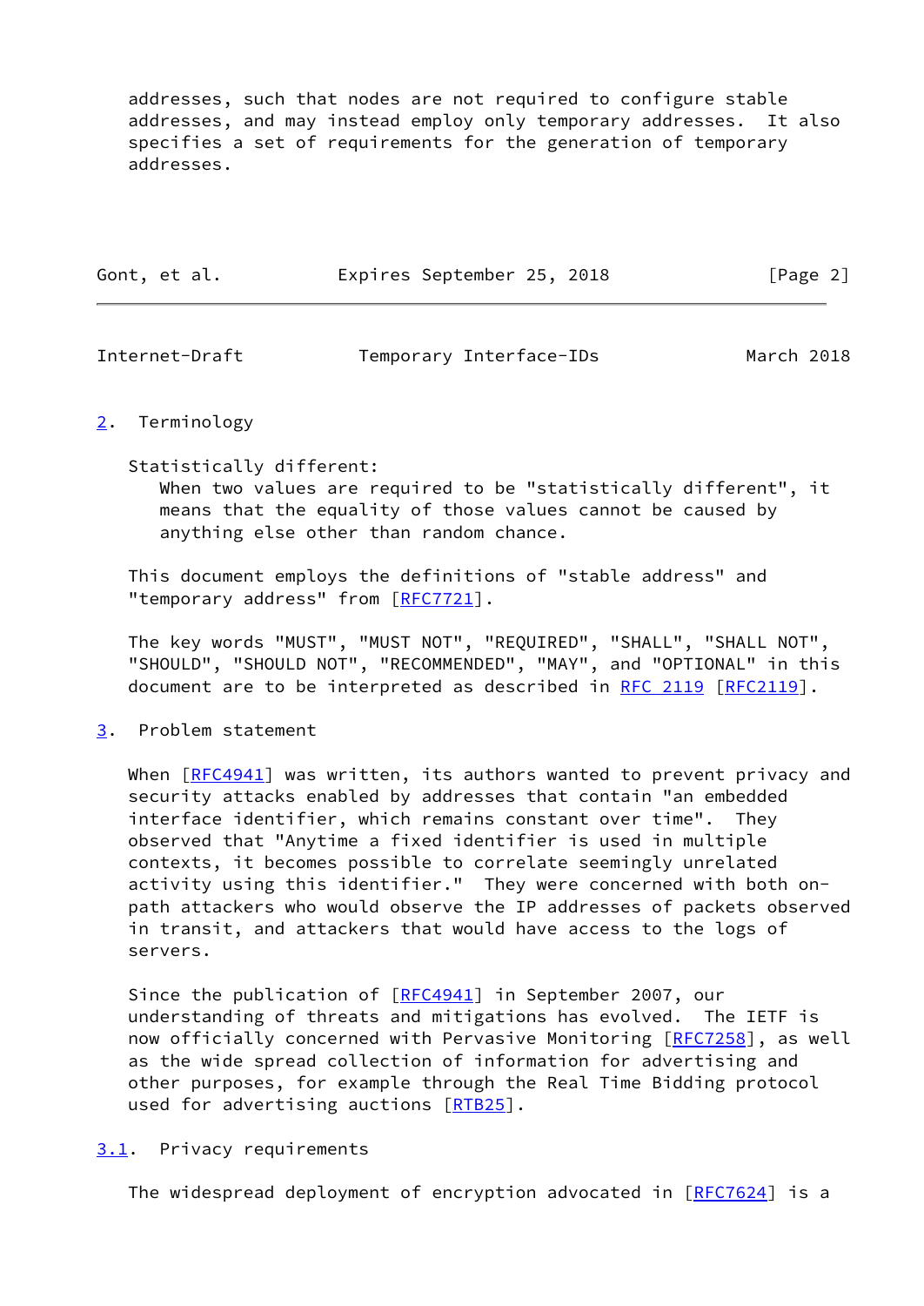addresses, such that nodes are not required to configure stable addresses, and may instead employ only temporary addresses. It also specifies a set of requirements for the generation of temporary addresses.

## 2. Terminology

Statistically different:
When two values are required to be "statistically different", it means that the equality of those values cannot be caused by anything else other than random chance.

This document employs the definitions of "stable address" and "temporary address" from [RFC7721].

The key words "MUST", "MUST NOT", "REQUIRED", "SHALL", "SHALL NOT", "SHOULD", "SHOULD NOT", "RECOMMENDED", "MAY", and "OPTIONAL" in this document are to be interpreted as described in RFC 2119 [RFC2119].

## 3. Problem statement

When [RFC4941] was written, its authors wanted to prevent privacy and security attacks enabled by addresses that contain "an embedded interface identifier, which remains constant over time". They observed that "Anytime a fixed identifier is used in multiple contexts, it becomes possible to correlate seemingly unrelated activity using this identifier." They were concerned with both on-path attackers who would observe the IP addresses of packets observed in transit, and attackers that would have access to the logs of servers.

Since the publication of [RFC4941] in September 2007, our understanding of threats and mitigations has evolved. The IETF is now officially concerned with Pervasive Monitoring [RFC7258], as well as the wide spread collection of information for advertising and other purposes, for example through the Real Time Bidding protocol used for advertising auctions [RTB25].

### 3.1. Privacy requirements

The widespread deployment of encryption advocated in [RFC7624] is a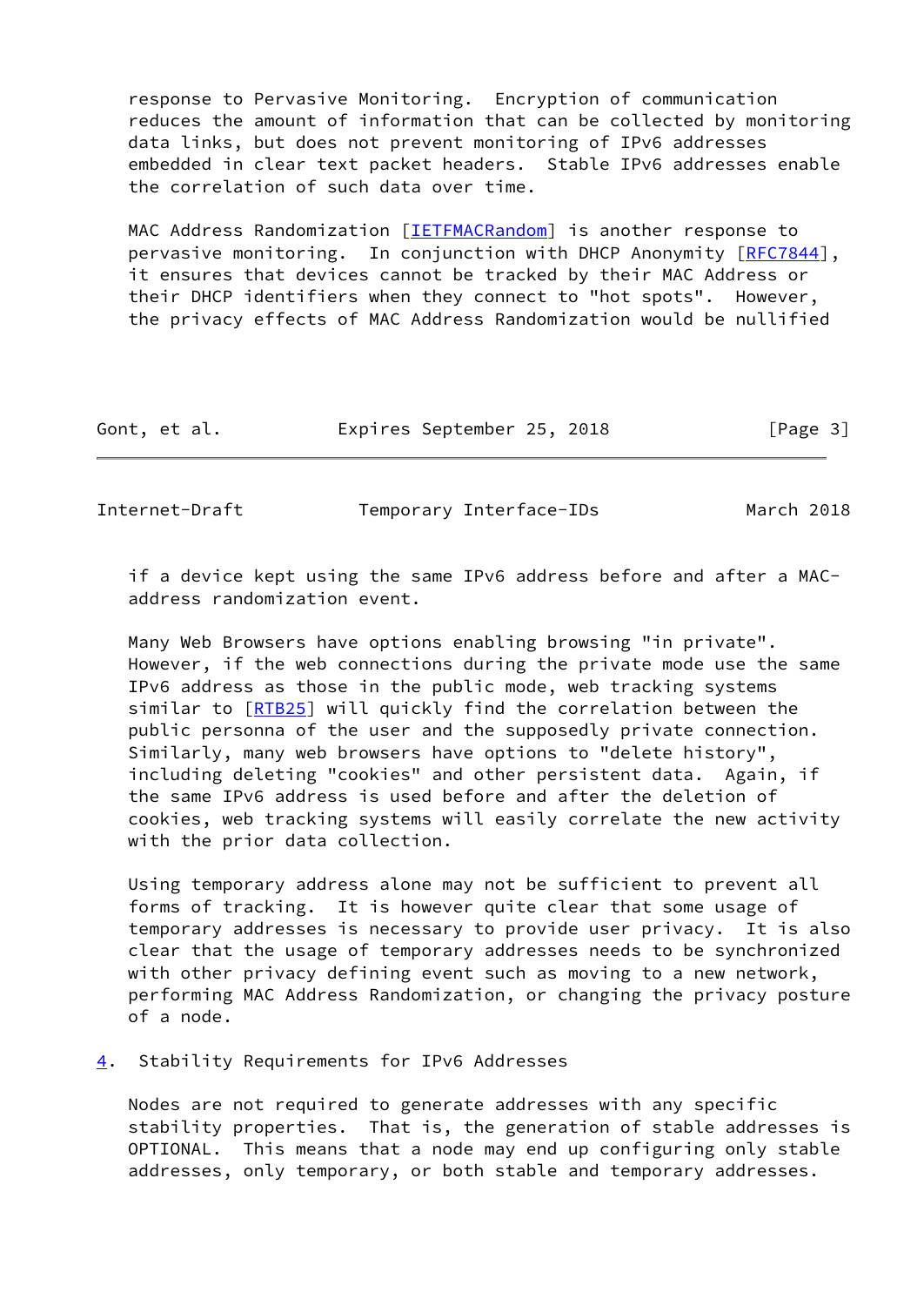response to Pervasive Monitoring. Encryption of communication reduces the amount of information that can be collected by monitoring data links, but does not prevent monitoring of IPv6 addresses embedded in clear text packet headers. Stable IPv6 addresses enable the correlation of such data over time.

MAC Address Randomization [IETFMACRandom] is another response to pervasive monitoring. In conjunction with DHCP Anonymity [RFC7844], it ensures that devices cannot be tracked by their MAC Address or their DHCP identifiers when they connect to "hot spots". However, the privacy effects of MAC Address Randomization would be nullified if a device kept using the same IPv6 address before and after a MAC-address randomization event.

Many Web Browsers have options enabling browsing "in private". However, if the web connections during the private mode use the same IPv6 address as those in the public mode, web tracking systems similar to [RTB25] will quickly find the correlation between the public personna of the user and the supposedly private connection. Similarly, many web browsers have options to "delete history", including deleting "cookies" and other persistent data. Again, if the same IPv6 address is used before and after the deletion of cookies, web tracking systems will easily correlate the new activity with the prior data collection.

Using temporary address alone may not be sufficient to prevent all forms of tracking. It is however quite clear that some usage of temporary addresses is necessary to provide user privacy. It is also clear that the usage of temporary addresses needs to be synchronized with other privacy defining event such as moving to a new network, performing MAC Address Randomization, or changing the privacy posture of a node.

## 4. Stability Requirements for IPv6 Addresses

Nodes are not required to generate addresses with any specific stability properties. That is, the generation of stable addresses is OPTIONAL. This means that a node may end up configuring only stable addresses, only temporary, or both stable and temporary addresses.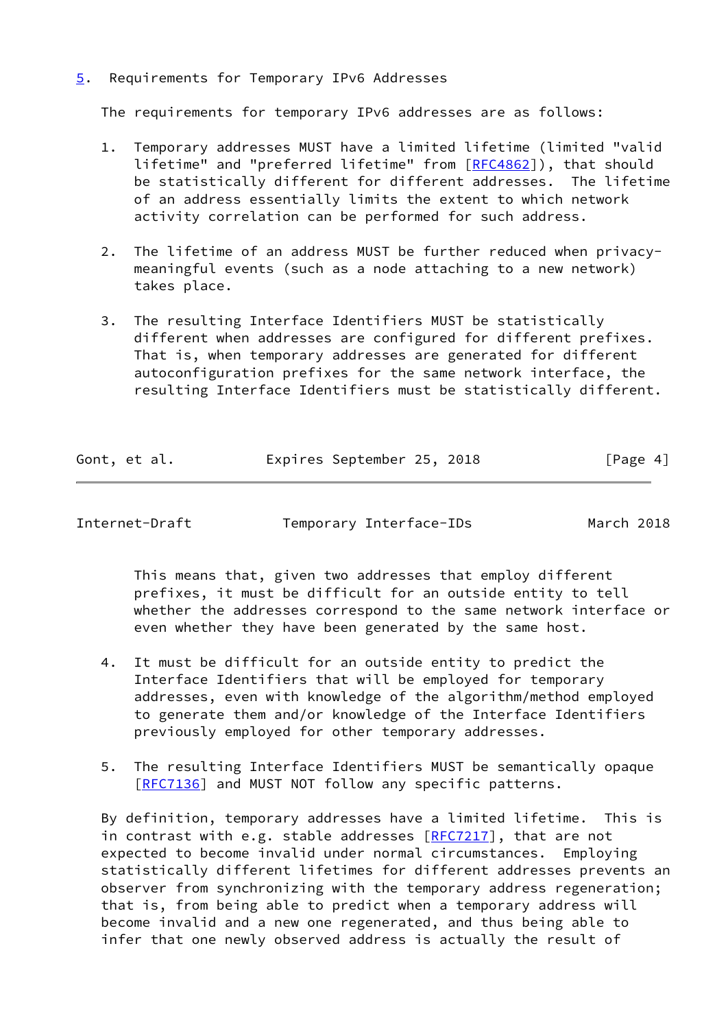## 5. Requirements for Temporary IPv6 Addresses

The requirements for temporary IPv6 addresses are as follows:

1. Temporary addresses MUST have a limited lifetime (limited "valid lifetime" and "preferred lifetime" from [RFC4862]), that should be statistically different for different addresses. The lifetime of an address essentially limits the extent to which network activity correlation can be performed for such address.

2. The lifetime of an address MUST be further reduced when privacy-meaningful events (such as a node attaching to a new network) takes place.

3. The resulting Interface Identifiers MUST be statistically different when addresses are configured for different prefixes. That is, when temporary addresses are generated for different autoconfiguration prefixes for the same network interface, the resulting Interface Identifiers must be statistically different.

   This means that, given two addresses that employ different prefixes, it must be difficult for an outside entity to tell whether the addresses correspond to the same network interface or even whether they have been generated by the same host.

4. It must be difficult for an outside entity to predict the Interface Identifiers that will be employed for temporary addresses, even with knowledge of the algorithm/method employed to generate them and/or knowledge of the Interface Identifiers previously employed for other temporary addresses.

5. The resulting Interface Identifiers MUST be semantically opaque [RFC7136] and MUST NOT follow any specific patterns.

By definition, temporary addresses have a limited lifetime. This is in contrast with e.g. stable addresses [RFC7217], that are not expected to become invalid under normal circumstances. Employing statistically different lifetimes for different addresses prevents an observer from synchronizing with the temporary address regeneration; that is, from being able to predict when a temporary address will become invalid and a new one regenerated, and thus being able to infer that one newly observed address is actually the result of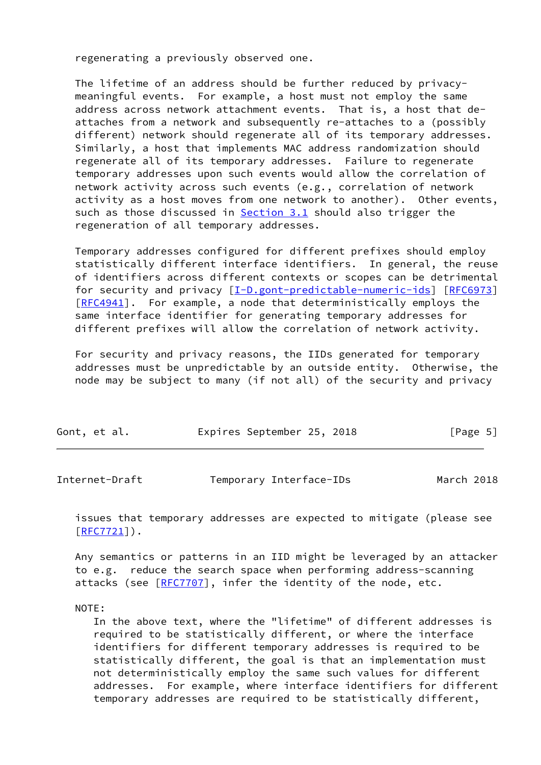regenerating a previously observed one.

The lifetime of an address should be further reduced by privacy-meaningful events. For example, a host must not employ the same address across network attachment events. That is, a host that de-attaches from a network and subsequently re-attaches to a (possibly different) network should regenerate all of its temporary addresses. Similarly, a host that implements MAC address randomization should regenerate all of its temporary addresses. Failure to regenerate temporary addresses upon such events would allow the correlation of network activity across such events (e.g., correlation of network activity as a host moves from one network to another). Other events, such as those discussed in Section 3.1 should also trigger the regeneration of all temporary addresses.

Temporary addresses configured for different prefixes should employ statistically different interface identifiers. In general, the reuse of identifiers across different contexts or scopes can be detrimental for security and privacy [I-D.gont-predictable-numeric-ids] [RFC6973] [RFC4941]. For example, a node that deterministically employs the same interface identifier for generating temporary addresses for different prefixes will allow the correlation of network activity.

For security and privacy reasons, the IIDs generated for temporary addresses must be unpredictable by an outside entity. Otherwise, the node may be subject to many (if not all) of the security and privacy issues that temporary addresses are expected to mitigate (please see [RFC7721]).

Any semantics or patterns in an IID might be leveraged by an attacker to e.g. reduce the search space when performing address-scanning attacks (see [RFC7707], infer the identity of the node, etc.

NOTE:
In the above text, where the "lifetime" of different addresses is required to be statistically different, or where the interface identifiers for different temporary addresses is required to be statistically different, the goal is that an implementation must not deterministically employ the same such values for different addresses. For example, where interface identifiers for different temporary addresses are required to be statistically different,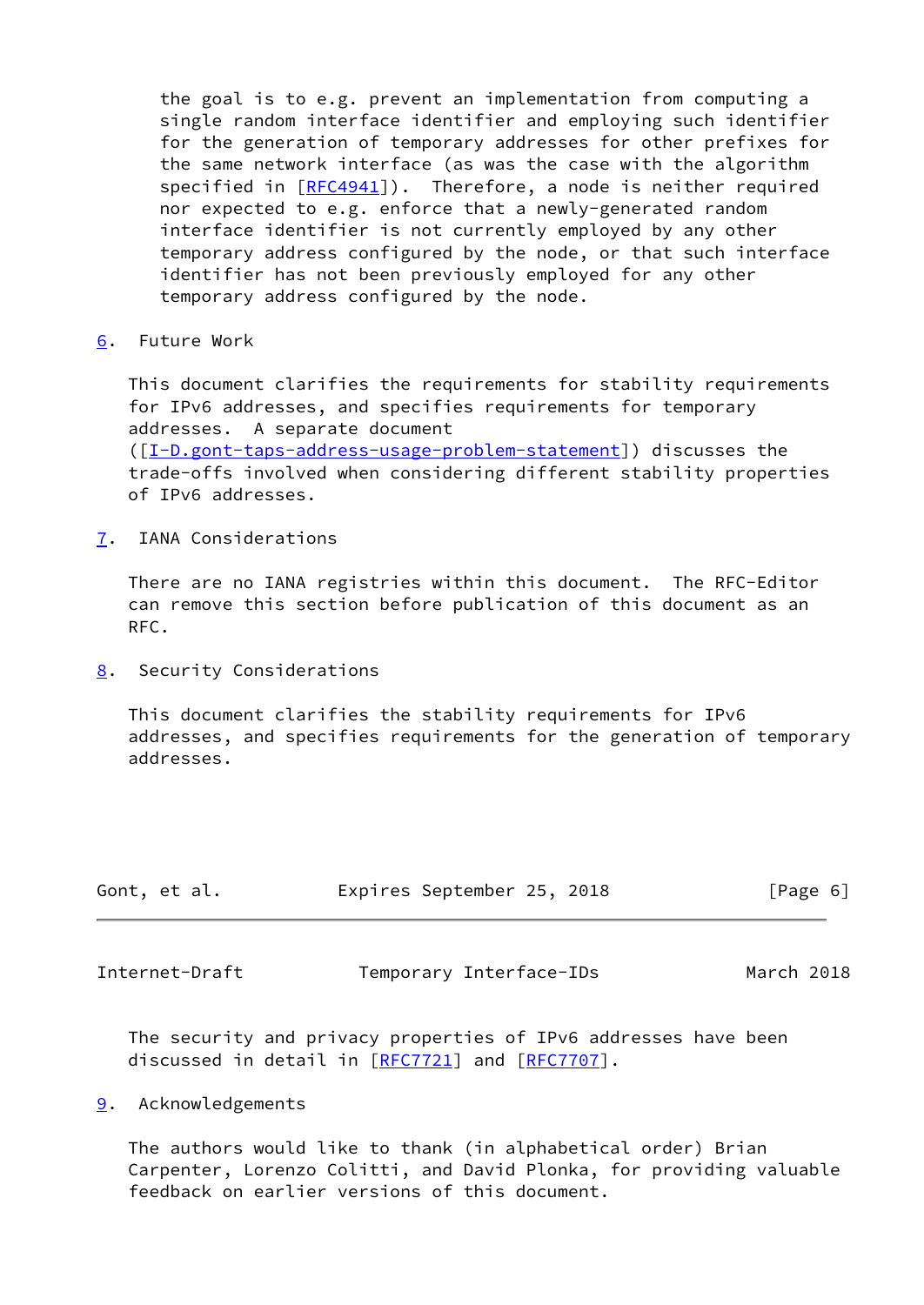the goal is to e.g. prevent an implementation from computing a single random interface identifier and employing such identifier for the generation of temporary addresses for other prefixes for the same network interface (as was the case with the algorithm specified in [RFC4941]). Therefore, a node is neither required nor expected to e.g. enforce that a newly-generated random interface identifier is not currently employed by any other temporary address configured by the node, or that such interface identifier has not been previously employed for any other temporary address configured by the node.

## 6. Future Work

This document clarifies the requirements for stability requirements for IPv6 addresses, and specifies requirements for temporary addresses. A separate document ([I-D.gont-taps-address-usage-problem-statement]) discusses the trade-offs involved when considering different stability properties of IPv6 addresses.

## 7. IANA Considerations

There are no IANA registries within this document. The RFC-Editor can remove this section before publication of this document as an RFC.

## 8. Security Considerations

This document clarifies the stability requirements for IPv6 addresses, and specifies requirements for the generation of temporary addresses.

The security and privacy properties of IPv6 addresses have been discussed in detail in [RFC7721] and [RFC7707].

## 9. Acknowledgements

The authors would like to thank (in alphabetical order) Brian Carpenter, Lorenzo Colitti, and David Plonka, for providing valuable feedback on earlier versions of this document.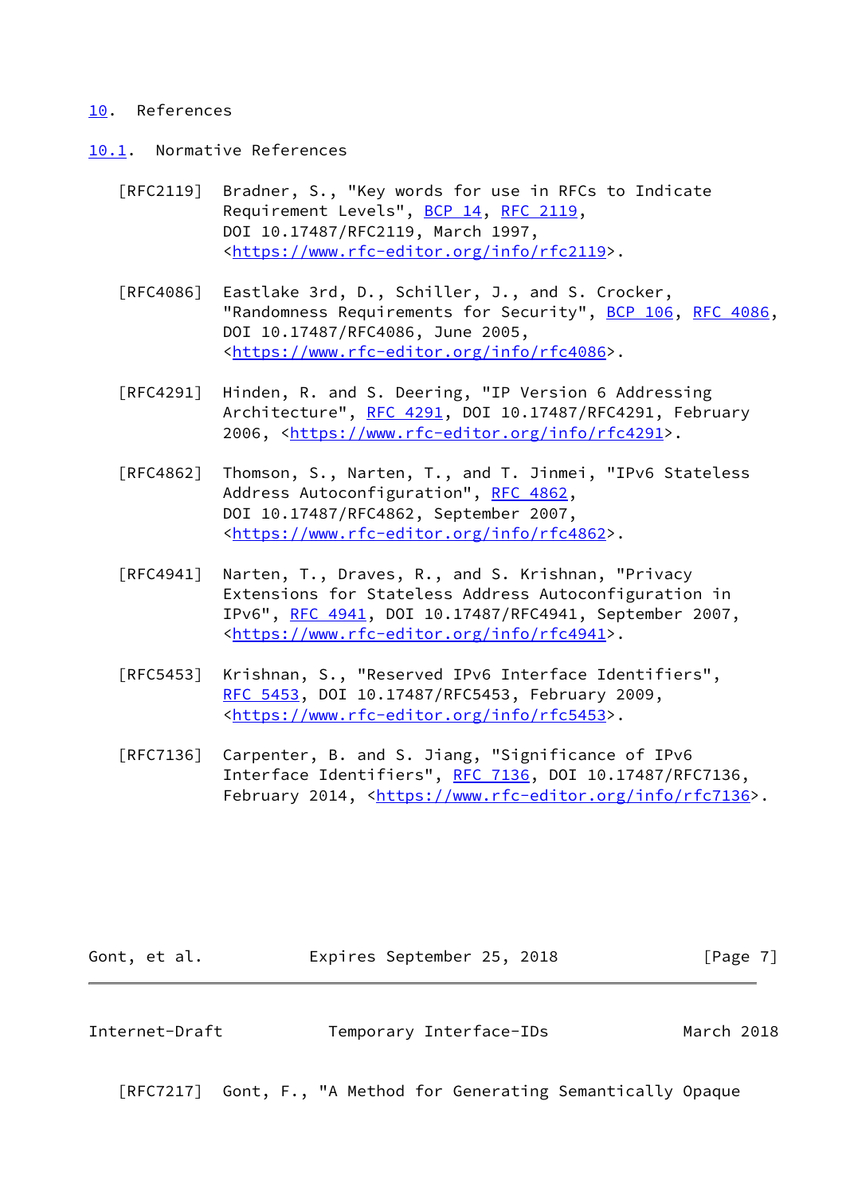## 10. References

### 10.1. Normative References

[RFC2119] Bradner, S., "Key words for use in RFCs to Indicate Requirement Levels", BCP 14, RFC 2119, DOI 10.17487/RFC2119, March 1997, <https://www.rfc-editor.org/info/rfc2119>.

[RFC4086] Eastlake 3rd, D., Schiller, J., and S. Crocker, "Randomness Requirements for Security", BCP 106, RFC 4086, DOI 10.17487/RFC4086, June 2005, <https://www.rfc-editor.org/info/rfc4086>.

[RFC4291] Hinden, R. and S. Deering, "IP Version 6 Addressing Architecture", RFC 4291, DOI 10.17487/RFC4291, February 2006, <https://www.rfc-editor.org/info/rfc4291>.

[RFC4862] Thomson, S., Narten, T., and T. Jinmei, "IPv6 Stateless Address Autoconfiguration", RFC 4862, DOI 10.17487/RFC4862, September 2007, <https://www.rfc-editor.org/info/rfc4862>.

[RFC4941] Narten, T., Draves, R., and S. Krishnan, "Privacy Extensions for Stateless Address Autoconfiguration in IPv6", RFC 4941, DOI 10.17487/RFC4941, September 2007, <https://www.rfc-editor.org/info/rfc4941>.

[RFC5453] Krishnan, S., "Reserved IPv6 Interface Identifiers", RFC 5453, DOI 10.17487/RFC5453, February 2009, <https://www.rfc-editor.org/info/rfc5453>.

[RFC7136] Carpenter, B. and S. Jiang, "Significance of IPv6 Interface Identifiers", RFC 7136, DOI 10.17487/RFC7136, February 2014, <https://www.rfc-editor.org/info/rfc7136>.

[RFC7217] Gont, F., "A Method for Generating Semantically Opaque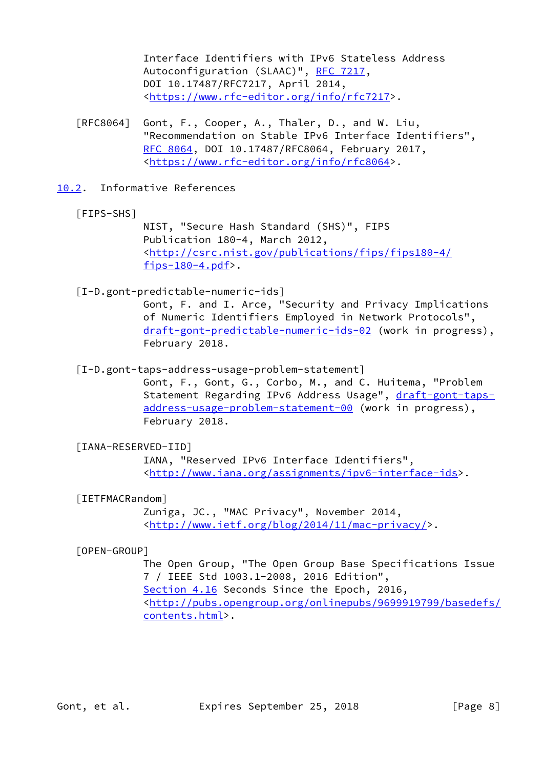Interface Identifiers with IPv6 Stateless Address Autoconfiguration (SLAAC)", RFC 7217, DOI 10.17487/RFC7217, April 2014, <https://www.rfc-editor.org/info/rfc7217>.

[RFC8064] Gont, F., Cooper, A., Thaler, D., and W. Liu, "Recommendation on Stable IPv6 Interface Identifiers", RFC 8064, DOI 10.17487/RFC8064, February 2017, <https://www.rfc-editor.org/info/rfc8064>.

## 10.2. Informative References

[FIPS-SHS]
NIST, "Secure Hash Standard (SHS)", FIPS Publication 180-4, March 2012, <http://csrc.nist.gov/publications/fips/fips180-4/fips-180-4.pdf>.

[I-D.gont-predictable-numeric-ids]
Gont, F. and I. Arce, "Security and Privacy Implications of Numeric Identifiers Employed in Network Protocols", draft-gont-predictable-numeric-ids-02 (work in progress), February 2018.

[I-D.gont-taps-address-usage-problem-statement]
Gont, F., Gont, G., Corbo, M., and C. Huitema, "Problem Statement Regarding IPv6 Address Usage", draft-gont-taps-address-usage-problem-statement-00 (work in progress), February 2018.

[IANA-RESERVED-IID]
IANA, "Reserved IPv6 Interface Identifiers", <http://www.iana.org/assignments/ipv6-interface-ids>.

[IETFMACRandom]
Zuniga, JC., "MAC Privacy", November 2014, <http://www.ietf.org/blog/2014/11/mac-privacy/>.

[OPEN-GROUP]
The Open Group, "The Open Group Base Specifications Issue 7 / IEEE Std 1003.1-2008, 2016 Edition", Section 4.16 Seconds Since the Epoch, 2016, <http://pubs.opengroup.org/onlinepubs/9699919799/basedefs/contents.html>.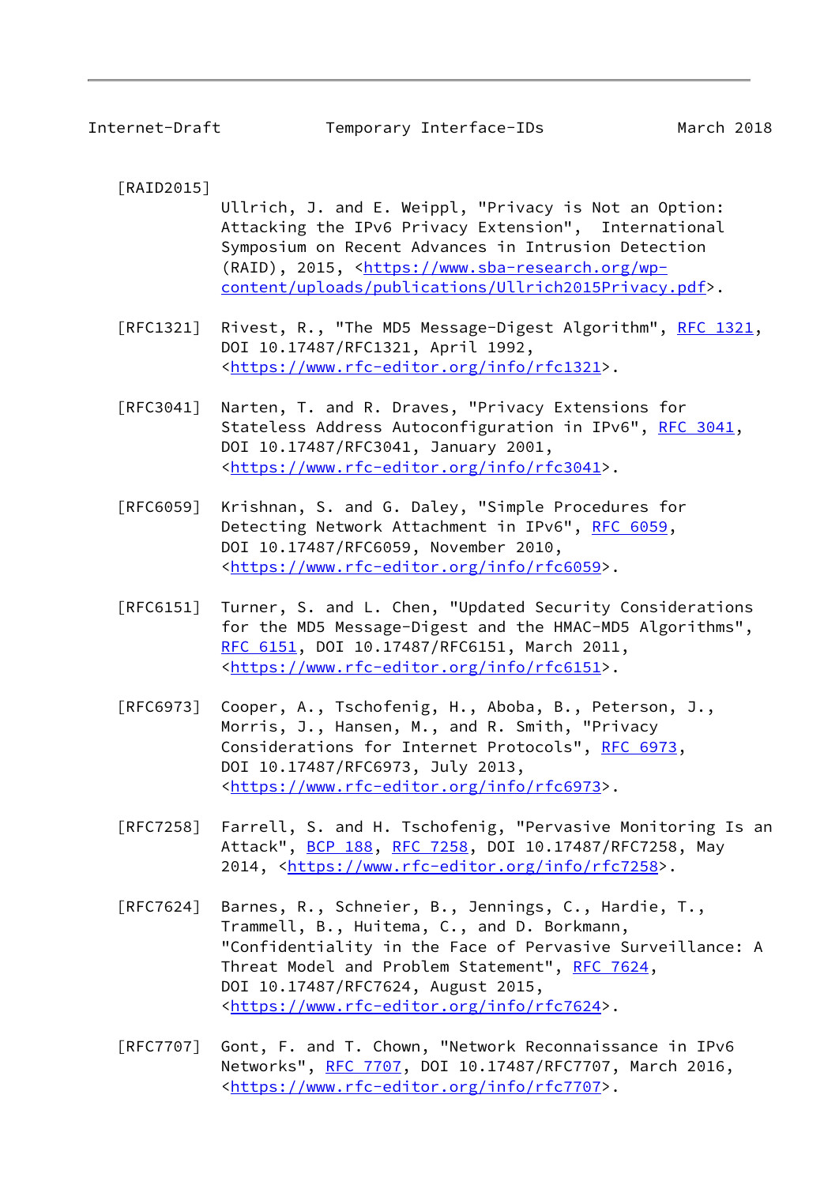[RAID2015]
Ullrich, J. and E. Weippl, "Privacy is Not an Option: Attacking the IPv6 Privacy Extension", International Symposium on Recent Advances in Intrusion Detection (RAID), 2015, <https://www.sba-research.org/wp-content/uploads/publications/Ullrich2015Privacy.pdf>.

[RFC1321] Rivest, R., "The MD5 Message-Digest Algorithm", RFC 1321, DOI 10.17487/RFC1321, April 1992, <https://www.rfc-editor.org/info/rfc1321>.

[RFC3041] Narten, T. and R. Draves, "Privacy Extensions for Stateless Address Autoconfiguration in IPv6", RFC 3041, DOI 10.17487/RFC3041, January 2001, <https://www.rfc-editor.org/info/rfc3041>.

[RFC6059] Krishnan, S. and G. Daley, "Simple Procedures for Detecting Network Attachment in IPv6", RFC 6059, DOI 10.17487/RFC6059, November 2010, <https://www.rfc-editor.org/info/rfc6059>.

[RFC6151] Turner, S. and L. Chen, "Updated Security Considerations for the MD5 Message-Digest and the HMAC-MD5 Algorithms", RFC 6151, DOI 10.17487/RFC6151, March 2011, <https://www.rfc-editor.org/info/rfc6151>.

[RFC6973] Cooper, A., Tschofenig, H., Aboba, B., Peterson, J., Morris, J., Hansen, M., and R. Smith, "Privacy Considerations for Internet Protocols", RFC 6973, DOI 10.17487/RFC6973, July 2013, <https://www.rfc-editor.org/info/rfc6973>.

[RFC7258] Farrell, S. and H. Tschofenig, "Pervasive Monitoring Is an Attack", BCP 188, RFC 7258, DOI 10.17487/RFC7258, May 2014, <https://www.rfc-editor.org/info/rfc7258>.

[RFC7624] Barnes, R., Schneier, B., Jennings, C., Hardie, T., Trammell, B., Huitema, C., and D. Borkmann, "Confidentiality in the Face of Pervasive Surveillance: A Threat Model and Problem Statement", RFC 7624, DOI 10.17487/RFC7624, August 2015, <https://www.rfc-editor.org/info/rfc7624>.

[RFC7707] Gont, F. and T. Chown, "Network Reconnaissance in IPv6 Networks", RFC 7707, DOI 10.17487/RFC7707, March 2016, <https://www.rfc-editor.org/info/rfc7707>.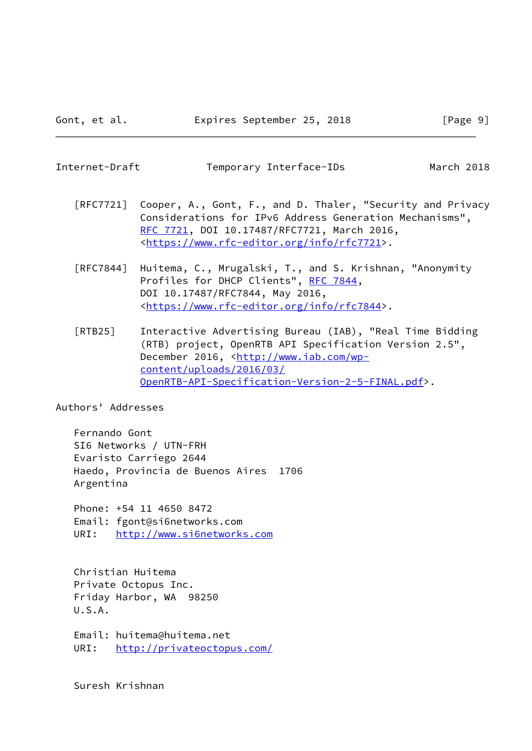[RFC7721] Cooper, A., Gont, F., and D. Thaler, "Security and Privacy Considerations for IPv6 Address Generation Mechanisms", RFC 7721, DOI 10.17487/RFC7721, March 2016, <https://www.rfc-editor.org/info/rfc7721>.

[RFC7844] Huitema, C., Mrugalski, T., and S. Krishnan, "Anonymity Profiles for DHCP Clients", RFC 7844, DOI 10.17487/RFC7844, May 2016, <https://www.rfc-editor.org/info/rfc7844>.

[RTB25] Interactive Advertising Bureau (IAB), "Real Time Bidding (RTB) project, OpenRTB API Specification Version 2.5", December 2016, <http://www.iab.com/wp-content/uploads/2016/03/OpenRTB-API-Specification-Version-2-5-FINAL.pdf>.

## Authors' Addresses

Fernando Gont
SI6 Networks / UTN-FRH
Evaristo Carriego 2644
Haedo, Provincia de Buenos Aires 1706
Argentina

Phone: +54 11 4650 8472
Email: fgont@si6networks.com
URI: http://www.si6networks.com

Christian Huitema
Private Octopus Inc.
Friday Harbor, WA 98250
U.S.A.

Email: huitema@huitema.net
URI: http://privateoctopus.com/

Suresh Krishnan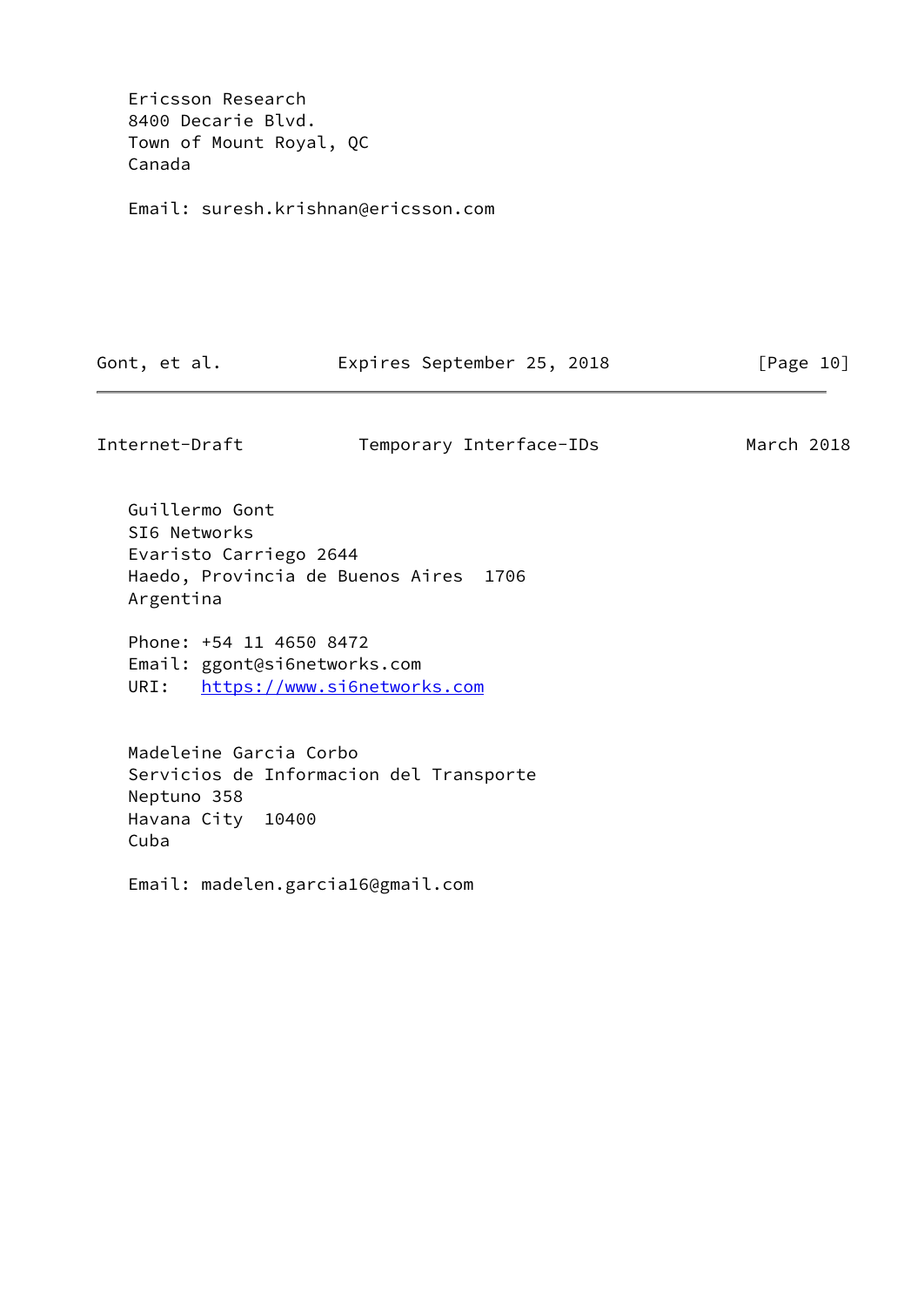Ericsson Research
8400 Decarie Blvd.
Town of Mount Royal, QC
Canada

Email: suresh.krishnan@ericsson.com

Guillermo Gont
SI6 Networks
Evaristo Carriego 2644
Haedo, Provincia de Buenos Aires  1706
Argentina

Phone: +54 11 4650 8472
Email: ggont@si6networks.com
URI:   https://www.si6networks.com

Madeleine Garcia Corbo
Servicios de Informacion del Transporte
Neptuno 358
Havana City  10400
Cuba

Email: madelen.garcia16@gmail.com